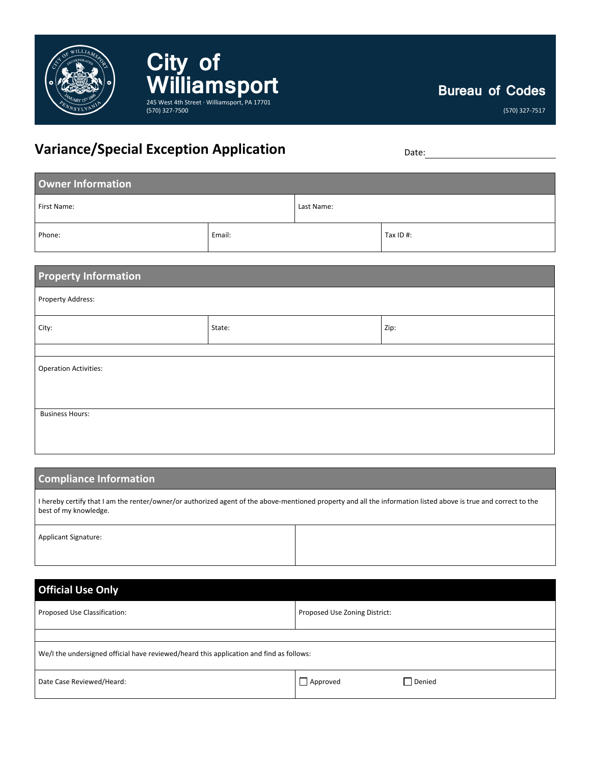# City of Williamsport

245 West 4th Street · Williamsport, PA 17701
(570) 327-7500

**Bureau of Codes**

(570) 327-7517

## Variance/Special Exception Application

Date: ____________________

### Owner Information

| First Name: | | Last Name: |
|---|---|---|
| Phone: | Email: | Tax ID #: |

### Property Information

| Property Address: | | |
|---|---|---|
| City: | State: | Zip: |

Operation Activities:

Business Hours:

### Compliance Information

I hereby certify that I am the renter/owner/or authorized agent of the above-mentioned property and all the information listed above is true and correct to the best of my knowledge.

| Applicant Signature: | |
|---|---|

### Official Use Only

| Proposed Use Classification: | Proposed Use Zoning District: |
|---|---|

We/I the undersigned official have reviewed/heard this application and find as follows:

| Date Case Reviewed/Heard: | ☐ Approved ☐ Denied |
|---|---|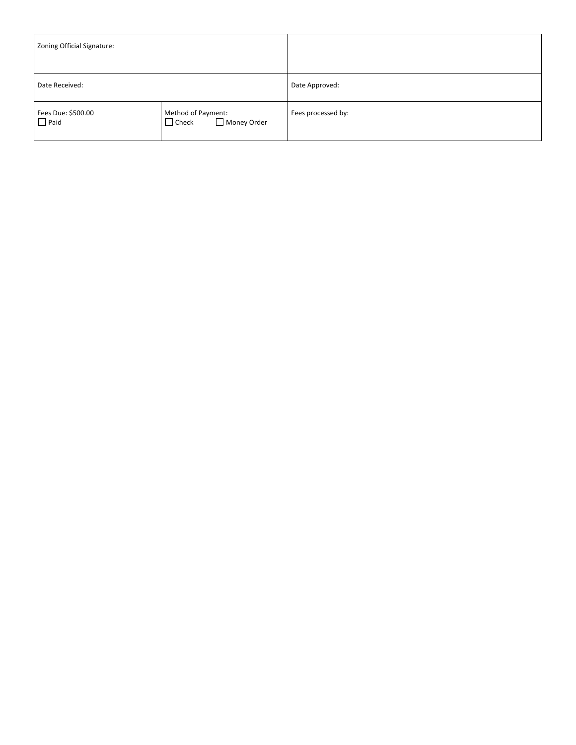| Zoning Official Signature: | | |
|---|---|---|
| Date Received: | | Date Approved: |
| Fees Due: $500.00<br>☐ Paid | Method of Payment:<br>☐ Check ☐ Money Order | Fees processed by: |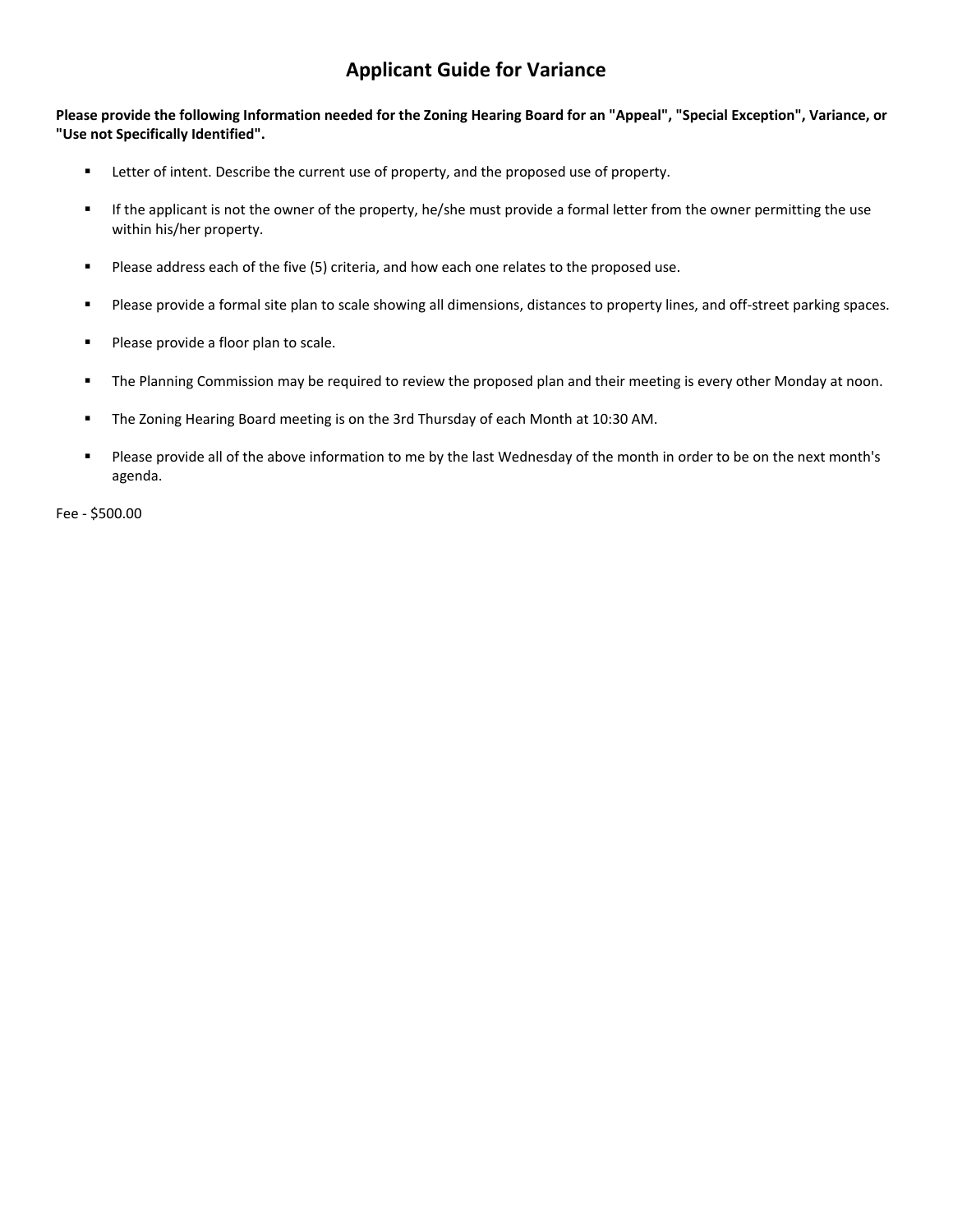# Applicant Guide for Variance

**Please provide the following Information needed for the Zoning Hearing Board for an "Appeal", "Special Exception", Variance, or "Use not Specifically Identified".**

- Letter of intent. Describe the current use of property, and the proposed use of property.
- If the applicant is not the owner of the property, he/she must provide a formal letter from the owner permitting the use within his/her property.
- Please address each of the five (5) criteria, and how each one relates to the proposed use.
- Please provide a formal site plan to scale showing all dimensions, distances to property lines, and off-street parking spaces.
- Please provide a floor plan to scale.
- The Planning Commission may be required to review the proposed plan and their meeting is every other Monday at noon.
- The Zoning Hearing Board meeting is on the 3rd Thursday of each Month at 10:30 AM.
- Please provide all of the above information to me by the last Wednesday of the month in order to be on the next month's agenda.

Fee - $500.00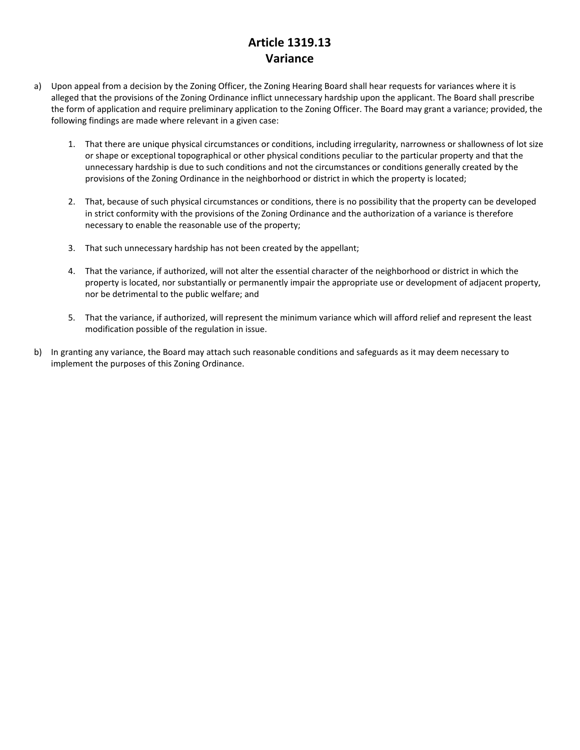# Article 1319.13
# Variance

a) Upon appeal from a decision by the Zoning Officer, the Zoning Hearing Board shall hear requests for variances where it is alleged that the provisions of the Zoning Ordinance inflict unnecessary hardship upon the applicant. The Board shall prescribe the form of application and require preliminary application to the Zoning Officer. The Board may grant a variance; provided, the following findings are made where relevant in a given case:

   1. That there are unique physical circumstances or conditions, including irregularity, narrowness or shallowness of lot size or shape or exceptional topographical or other physical conditions peculiar to the particular property and that the unnecessary hardship is due to such conditions and not the circumstances or conditions generally created by the provisions of the Zoning Ordinance in the neighborhood or district in which the property is located;

   2. That, because of such physical circumstances or conditions, there is no possibility that the property can be developed in strict conformity with the provisions of the Zoning Ordinance and the authorization of a variance is therefore necessary to enable the reasonable use of the property;

   3. That such unnecessary hardship has not been created by the appellant;

   4. That the variance, if authorized, will not alter the essential character of the neighborhood or district in which the property is located, nor substantially or permanently impair the appropriate use or development of adjacent property, nor be detrimental to the public welfare; and

   5. That the variance, if authorized, will represent the minimum variance which will afford relief and represent the least modification possible of the regulation in issue.

b) In granting any variance, the Board may attach such reasonable conditions and safeguards as it may deem necessary to implement the purposes of this Zoning Ordinance.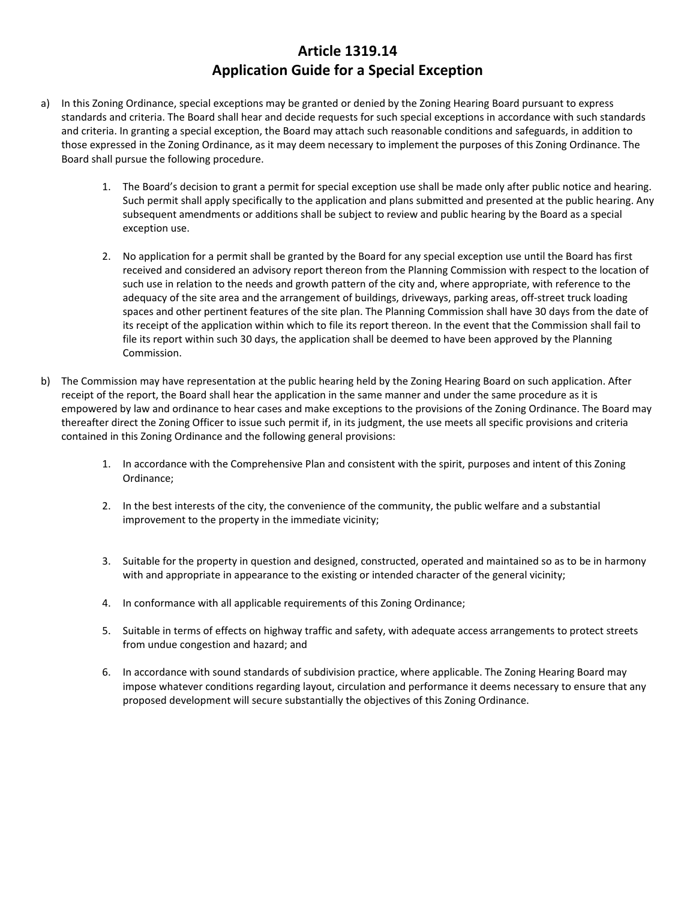# Article 1319.14
# Application Guide for a Special Exception

a) In this Zoning Ordinance, special exceptions may be granted or denied by the Zoning Hearing Board pursuant to express standards and criteria. The Board shall hear and decide requests for such special exceptions in accordance with such standards and criteria. In granting a special exception, the Board may attach such reasonable conditions and safeguards, in addition to those expressed in the Zoning Ordinance, as it may deem necessary to implement the purposes of this Zoning Ordinance. The Board shall pursue the following procedure.

   1. The Board's decision to grant a permit for special exception use shall be made only after public notice and hearing. Such permit shall apply specifically to the application and plans submitted and presented at the public hearing. Any subsequent amendments or additions shall be subject to review and public hearing by the Board as a special exception use.

   2. No application for a permit shall be granted by the Board for any special exception use until the Board has first received and considered an advisory report thereon from the Planning Commission with respect to the location of such use in relation to the needs and growth pattern of the city and, where appropriate, with reference to the adequacy of the site area and the arrangement of buildings, driveways, parking areas, off-street truck loading spaces and other pertinent features of the site plan. The Planning Commission shall have 30 days from the date of its receipt of the application within which to file its report thereon. In the event that the Commission shall fail to file its report within such 30 days, the application shall be deemed to have been approved by the Planning Commission.

b) The Commission may have representation at the public hearing held by the Zoning Hearing Board on such application. After receipt of the report, the Board shall hear the application in the same manner and under the same procedure as it is empowered by law and ordinance to hear cases and make exceptions to the provisions of the Zoning Ordinance. The Board may thereafter direct the Zoning Officer to issue such permit if, in its judgment, the use meets all specific provisions and criteria contained in this Zoning Ordinance and the following general provisions:

   1. In accordance with the Comprehensive Plan and consistent with the spirit, purposes and intent of this Zoning Ordinance;

   2. In the best interests of the city, the convenience of the community, the public welfare and a substantial improvement to the property in the immediate vicinity;

   3. Suitable for the property in question and designed, constructed, operated and maintained so as to be in harmony with and appropriate in appearance to the existing or intended character of the general vicinity;

   4. In conformance with all applicable requirements of this Zoning Ordinance;

   5. Suitable in terms of effects on highway traffic and safety, with adequate access arrangements to protect streets from undue congestion and hazard; and

   6. In accordance with sound standards of subdivision practice, where applicable. The Zoning Hearing Board may impose whatever conditions regarding layout, circulation and performance it deems necessary to ensure that any proposed development will secure substantially the objectives of this Zoning Ordinance.